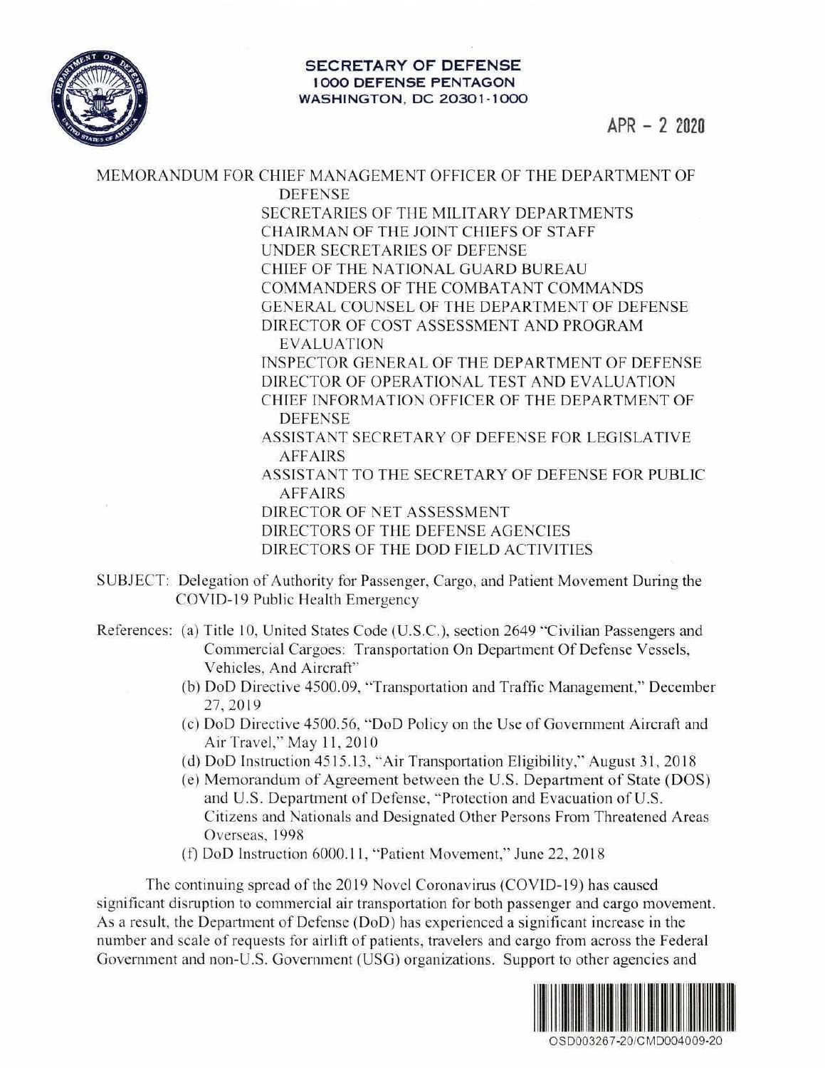**SECRETARY OF DEFENSE**
**1000 DEFENSE PENTAGON**
**WASHINGTON, DC 20301-1000**

APR - 2 2020

MEMORANDUM FOR CHIEF MANAGEMENT OFFICER OF THE DEPARTMENT OF DEFENSE
SECRETARIES OF THE MILITARY DEPARTMENTS
CHAIRMAN OF THE JOINT CHIEFS OF STAFF
UNDER SECRETARIES OF DEFENSE
CHIEF OF THE NATIONAL GUARD BUREAU
COMMANDERS OF THE COMBATANT COMMANDS
GENERAL COUNSEL OF THE DEPARTMENT OF DEFENSE
DIRECTOR OF COST ASSESSMENT AND PROGRAM EVALUATION
INSPECTOR GENERAL OF THE DEPARTMENT OF DEFENSE
DIRECTOR OF OPERATIONAL TEST AND EVALUATION
CHIEF INFORMATION OFFICER OF THE DEPARTMENT OF DEFENSE
ASSISTANT SECRETARY OF DEFENSE FOR LEGISLATIVE AFFAIRS
ASSISTANT TO THE SECRETARY OF DEFENSE FOR PUBLIC AFFAIRS
DIRECTOR OF NET ASSESSMENT
DIRECTORS OF THE DEFENSE AGENCIES
DIRECTORS OF THE DOD FIELD ACTIVITIES

SUBJECT: Delegation of Authority for Passenger, Cargo, and Patient Movement During the COVID-19 Public Health Emergency

References:
(a) Title 10, United States Code (U.S.C.), section 2649 "Civilian Passengers and Commercial Cargoes: Transportation On Department Of Defense Vessels, Vehicles, And Aircraft"
(b) DoD Directive 4500.09, "Transportation and Traffic Management," December 27, 2019
(c) DoD Directive 4500.56, "DoD Policy on the Use of Government Aircraft and Air Travel," May 11, 2010
(d) DoD Instruction 4515.13, "Air Transportation Eligibility," August 31, 2018
(e) Memorandum of Agreement between the U.S. Department of State (DOS) and U.S. Department of Defense, "Protection and Evacuation of U.S. Citizens and Nationals and Designated Other Persons From Threatened Areas Overseas, 1998
(f) DoD Instruction 6000.11, "Patient Movement," June 22, 2018

The continuing spread of the 2019 Novel Coronavirus (COVID-19) has caused significant disruption to commercial air transportation for both passenger and cargo movement. As a result, the Department of Defense (DoD) has experienced a significant increase in the number and scale of requests for airlift of patients, travelers and cargo from across the Federal Government and non-U.S. Government (USG) organizations. Support to other agencies and

OSD003267-20/CMD004009-20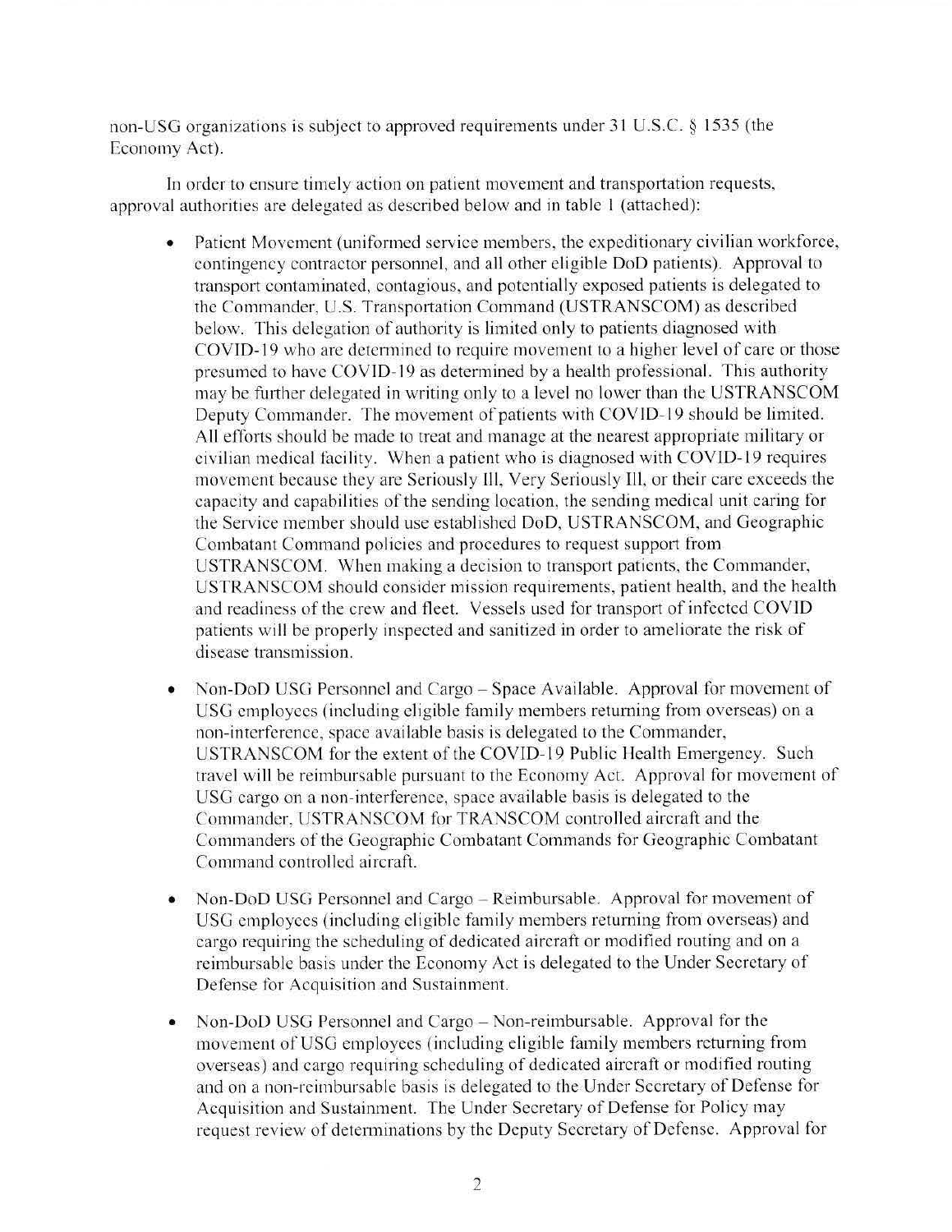non-USG organizations is subject to approved requirements under 31 U.S.C. § 1535 (the Economy Act).

In order to ensure timely action on patient movement and transportation requests, approval authorities are delegated as described below and in table 1 (attached):

- Patient Movement (uniformed service members, the expeditionary civilian workforce, contingency contractor personnel, and all other eligible DoD patients). Approval to transport contaminated, contagious, and potentially exposed patients is delegated to the Commander, U.S. Transportation Command (USTRANSCOM) as described below. This delegation of authority is limited only to patients diagnosed with COVID-19 who are determined to require movement to a higher level of care or those presumed to have COVID-19 as determined by a health professional. This authority may be further delegated in writing only to a level no lower than the USTRANSCOM Deputy Commander. The movement of patients with COVID-19 should be limited. All efforts should be made to treat and manage at the nearest appropriate military or civilian medical facility. When a patient who is diagnosed with COVID-19 requires movement because they are Seriously Ill, Very Seriously Ill, or their care exceeds the capacity and capabilities of the sending location, the sending medical unit caring for the Service member should use established DoD, USTRANSCOM, and Geographic Combatant Command policies and procedures to request support from USTRANSCOM. When making a decision to transport patients, the Commander, USTRANSCOM should consider mission requirements, patient health, and the health and readiness of the crew and fleet. Vessels used for transport of infected COVID patients will be properly inspected and sanitized in order to ameliorate the risk of disease transmission.

- Non-DoD USG Personnel and Cargo – Space Available. Approval for movement of USG employees (including eligible family members returning from overseas) on a non-interference, space available basis is delegated to the Commander, USTRANSCOM for the extent of the COVID-19 Public Health Emergency. Such travel will be reimbursable pursuant to the Economy Act. Approval for movement of USG cargo on a non-interference, space available basis is delegated to the Commander, USTRANSCOM for TRANSCOM controlled aircraft and the Commanders of the Geographic Combatant Commands for Geographic Combatant Command controlled aircraft.

- Non-DoD USG Personnel and Cargo – Reimbursable. Approval for movement of USG employees (including eligible family members returning from overseas) and cargo requiring the scheduling of dedicated aircraft or modified routing and on a reimbursable basis under the Economy Act is delegated to the Under Secretary of Defense for Acquisition and Sustainment.

- Non-DoD USG Personnel and Cargo – Non-reimbursable. Approval for the movement of USG employees (including eligible family members returning from overseas) and cargo requiring scheduling of dedicated aircraft or modified routing and on a non-reimbursable basis is delegated to the Under Secretary of Defense for Acquisition and Sustainment. The Under Secretary of Defense for Policy may request review of determinations by the Deputy Secretary of Defense. Approval for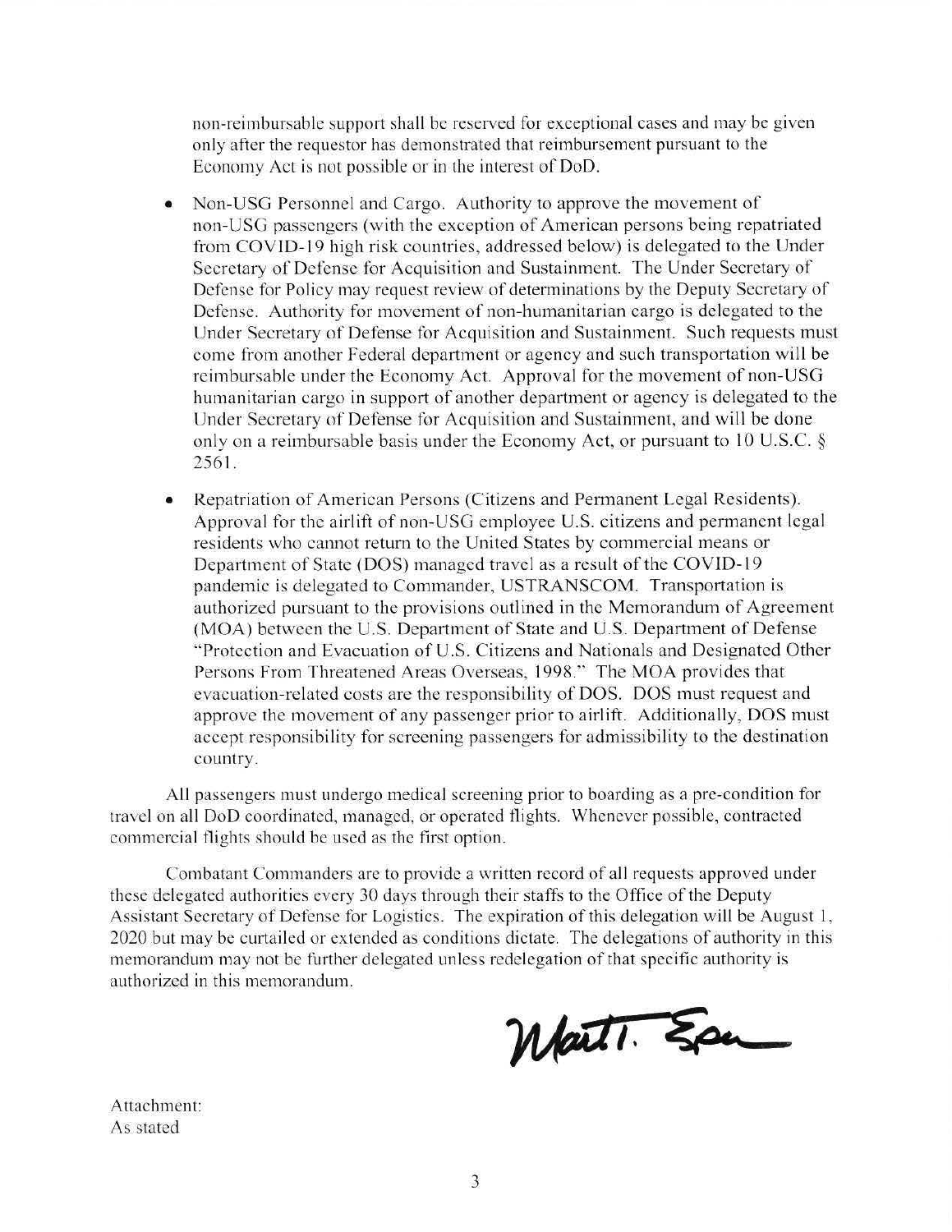non-reimbursable support shall be reserved for exceptional cases and may be given only after the requestor has demonstrated that reimbursement pursuant to the Economy Act is not possible or in the interest of DoD.

- Non-USG Personnel and Cargo. Authority to approve the movement of non-USG passengers (with the exception of American persons being repatriated from COVID-19 high risk countries, addressed below) is delegated to the Under Secretary of Defense for Acquisition and Sustainment. The Under Secretary of Defense for Policy may request review of determinations by the Deputy Secretary of Defense. Authority for movement of non-humanitarian cargo is delegated to the Under Secretary of Defense for Acquisition and Sustainment. Such requests must come from another Federal department or agency and such transportation will be reimbursable under the Economy Act. Approval for the movement of non-USG humanitarian cargo in support of another department or agency is delegated to the Under Secretary of Defense for Acquisition and Sustainment, and will be done only on a reimbursable basis under the Economy Act, or pursuant to 10 U.S.C. § 2561.

- Repatriation of American Persons (Citizens and Permanent Legal Residents). Approval for the airlift of non-USG employee U.S. citizens and permanent legal residents who cannot return to the United States by commercial means or Department of State (DOS) managed travel as a result of the COVID-19 pandemic is delegated to Commander, USTRANSCOM. Transportation is authorized pursuant to the provisions outlined in the Memorandum of Agreement (MOA) between the U.S. Department of State and U.S. Department of Defense "Protection and Evacuation of U.S. Citizens and Nationals and Designated Other Persons From Threatened Areas Overseas, 1998." The MOA provides that evacuation-related costs are the responsibility of DOS. DOS must request and approve the movement of any passenger prior to airlift. Additionally, DOS must accept responsibility for screening passengers for admissibility to the destination country.

All passengers must undergo medical screening prior to boarding as a pre-condition for travel on all DoD coordinated, managed, or operated flights. Whenever possible, contracted commercial flights should be used as the first option.

Combatant Commanders are to provide a written record of all requests approved under these delegated authorities every 30 days through their staffs to the Office of the Deputy Assistant Secretary of Defense for Logistics. The expiration of this delegation will be August 1, 2020 but may be curtailed or extended as conditions dictate. The delegations of authority in this memorandum may not be further delegated unless redelegation of that specific authority is authorized in this memorandum.

Attachment:
As stated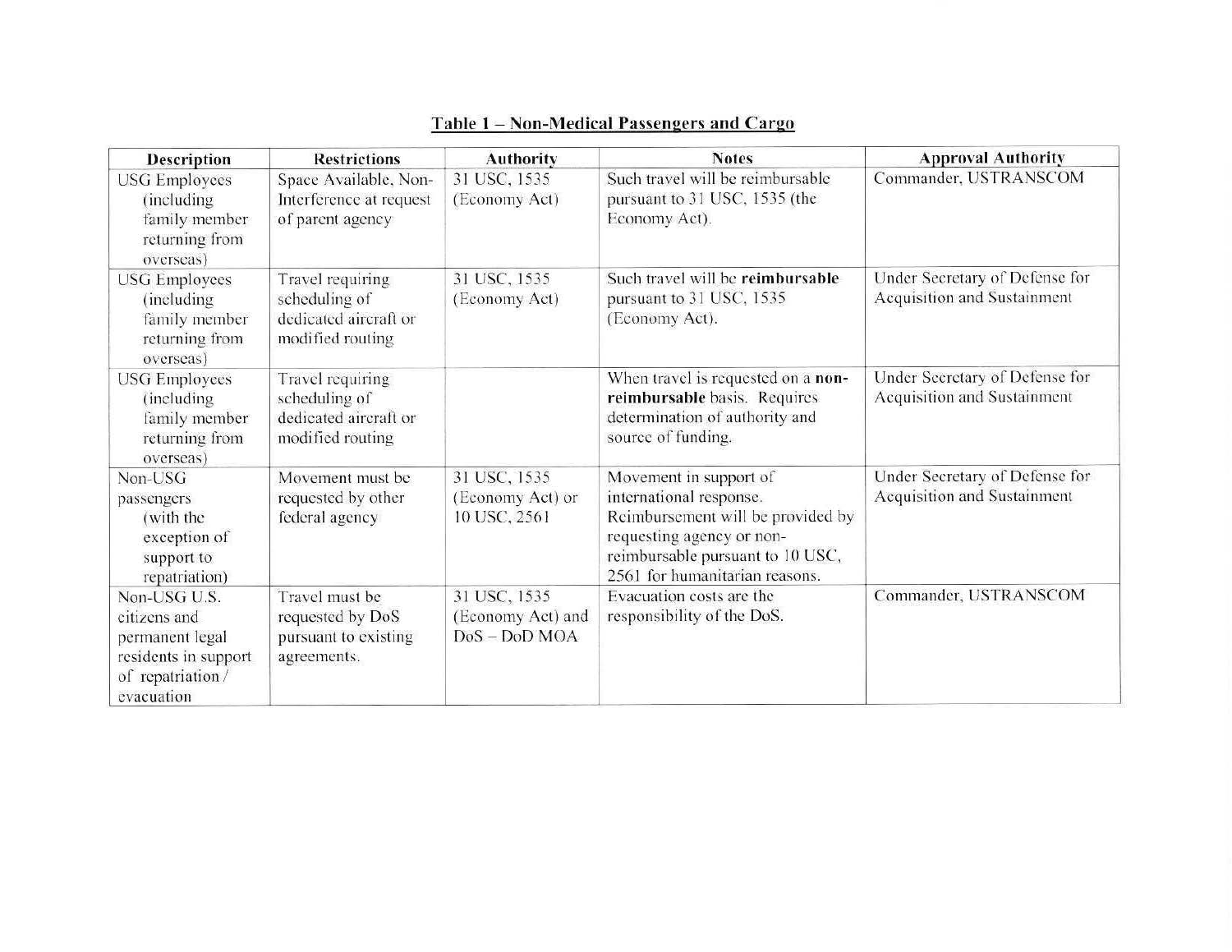**Table 1 – Non-Medical Passengers and Cargo**

| Description | Restrictions | Authority | Notes | Approval Authority |
|---|---|---|---|---|
| USG Employees (including family member returning from overseas) | Space Available, Non-Interference at request of parent agency | 31 USC, 1535 (Economy Act) | Such travel will be reimbursable pursuant to 31 USC, 1535 (the Economy Act). | Commander, USTRANSCOM |
| USG Employees (including family member returning from overseas) | Travel requiring scheduling of dedicated aircraft or modified routing | 31 USC, 1535 (Economy Act) | Such travel will be **reimbursable** pursuant to 31 USC, 1535 (Economy Act). | Under Secretary of Defense for Acquisition and Sustainment |
| USG Employees (including family member returning from overseas) | Travel requiring scheduling of dedicated aircraft or modified routing | | When travel is requested on a **non-reimbursable** basis. Requires determination of authority and source of funding. | Under Secretary of Defense for Acquisition and Sustainment |
| Non-USG passengers (with the exception of support to repatriation) | Movement must be requested by other federal agency | 31 USC, 1535 (Economy Act) or 10 USC, 2561 | Movement in support of international response. Reimbursement will be provided by requesting agency or non-reimbursable pursuant to 10 USC, 2561 for humanitarian reasons. | Under Secretary of Defense for Acquisition and Sustainment |
| Non-USG U.S. citizens and permanent legal residents in support of repatriation / evacuation | Travel must be requested by DoS pursuant to existing agreements. | 31 USC, 1535 (Economy Act) and DoS – DoD MOA | Evacuation costs are the responsibility of the DoS. | Commander, USTRANSCOM |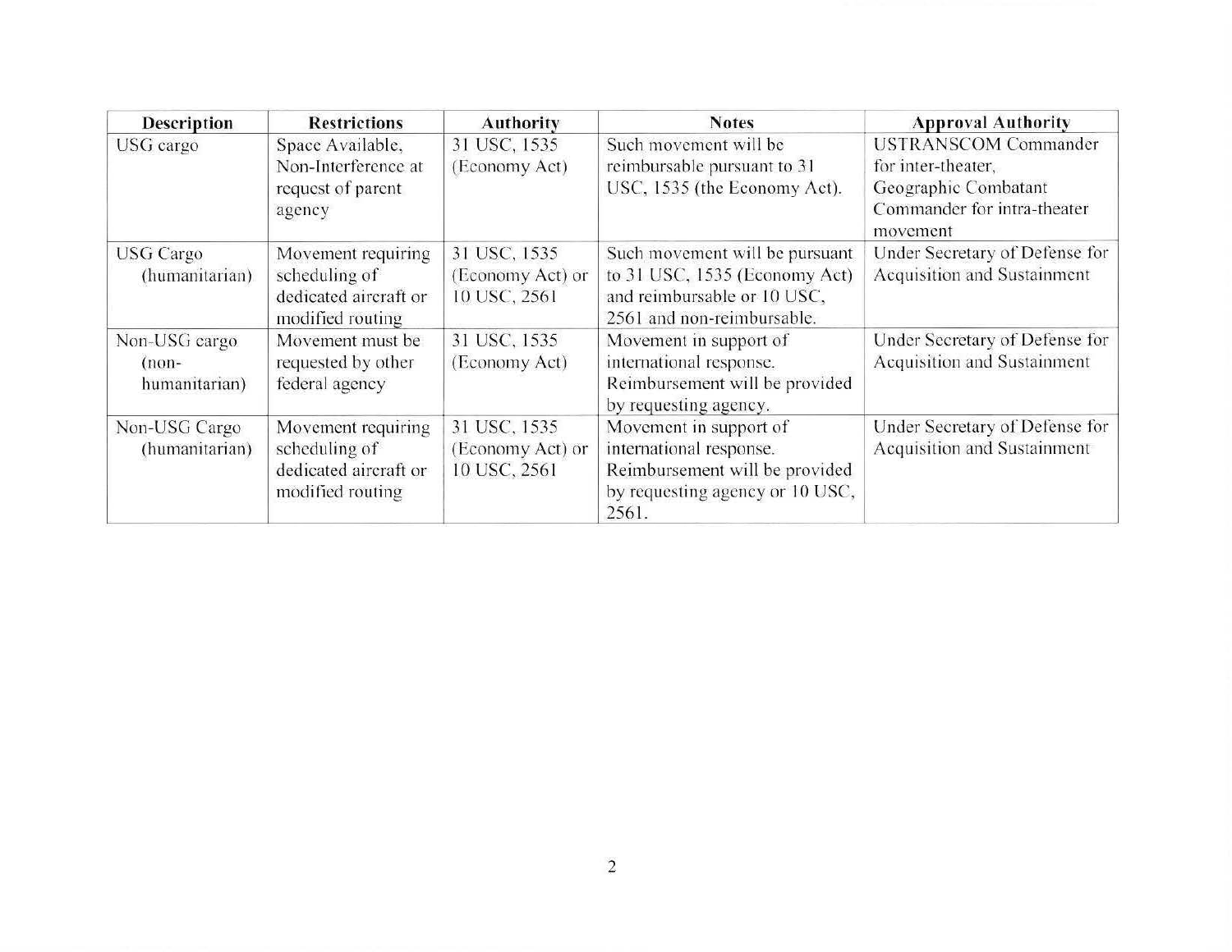| Description | Restrictions | Authority | Notes | Approval Authority |
|---|---|---|---|---|
| USG cargo | Space Available, Non-Interference at request of parent agency | 31 USC, 1535 (Economy Act) | Such movement will be reimbursable pursuant to 31 USC, 1535 (the Economy Act). | USTRANSCOM Commander for inter-theater, Geographic Combatant Commander for intra-theater movement |
| USG Cargo (humanitarian) | Movement requiring scheduling of dedicated aircraft or modified routing | 31 USC, 1535 (Economy Act) or 10 USC, 2561 | Such movement will be pursuant to 31 USC, 1535 (Economy Act) and reimbursable or 10 USC, 2561 and non-reimbursable. | Under Secretary of Defense for Acquisition and Sustainment |
| Non-USG cargo (non-humanitarian) | Movement must be requested by other federal agency | 31 USC, 1535 (Economy Act) | Movement in support of international response. Reimbursement will be provided by requesting agency. | Under Secretary of Defense for Acquisition and Sustainment |
| Non-USG Cargo (humanitarian) | Movement requiring scheduling of dedicated aircraft or modified routing | 31 USC, 1535 (Economy Act) or 10 USC, 2561 | Movement in support of international response. Reimbursement will be provided by requesting agency or 10 USC, 2561. | Under Secretary of Defense for Acquisition and Sustainment |